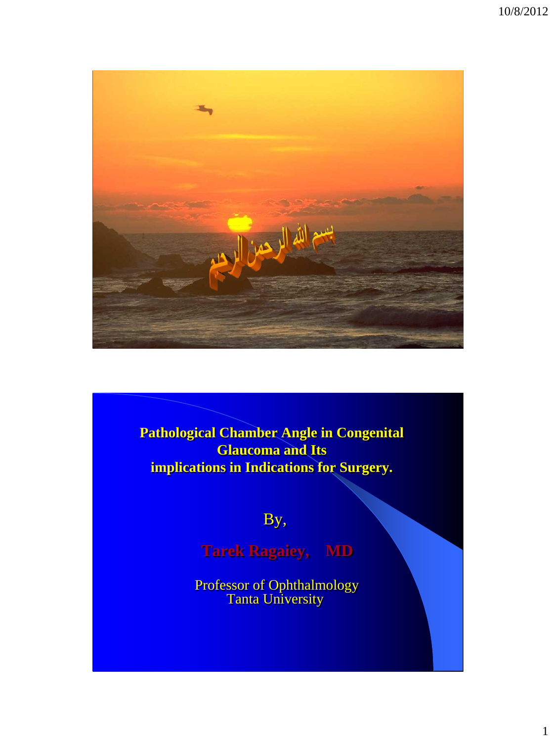بسم الله الرحمن الرحيم

**Pathological Chamber Angle in Congenital Glaucoma and Its implications in Indications for Surgery.**

By,

**Tarek Ragaiey, MD**

Professor of Ophthalmology
Tanta University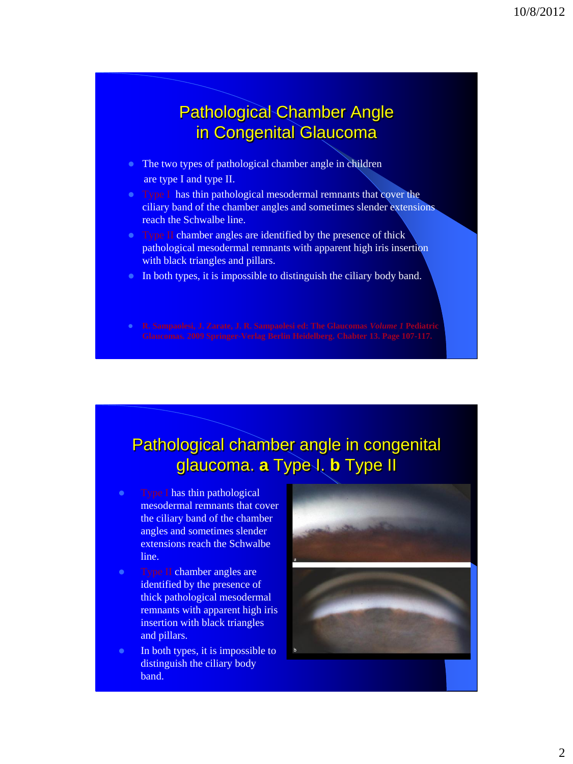## Pathological Chamber Angle in Congenital Glaucoma

- The two types of pathological chamber angle in children are type I and type II.
- Type I has thin pathological mesodermal remnants that cover the ciliary band of the chamber angles and sometimes slender extensions reach the Schwalbe line.
- Type II chamber angles are identified by the presence of thick pathological mesodermal remnants with apparent high iris insertion with black triangles and pillars.
- In both types, it is impossible to distinguish the ciliary body band.

- **R. Sampaolesi, J. Zarate, J. R. Sampaolesi ed: The Glaucomas *Volume 1* Pediatric Glaucomas. 2009 Springer-Verlag Berlin Heidelberg. Chabter 13. Page 107-117.**

## Pathological chamber angle in congenital glaucoma. **a** Type I. **b** Type II

- Type I has thin pathological mesodermal remnants that cover the ciliary band of the chamber angles and sometimes slender extensions reach the Schwalbe line.
- Type II chamber angles are identified by the presence of thick pathological mesodermal remnants with apparent high iris insertion with black triangles and pillars.
- In both types, it is impossible to distinguish the ciliary body band.

a

b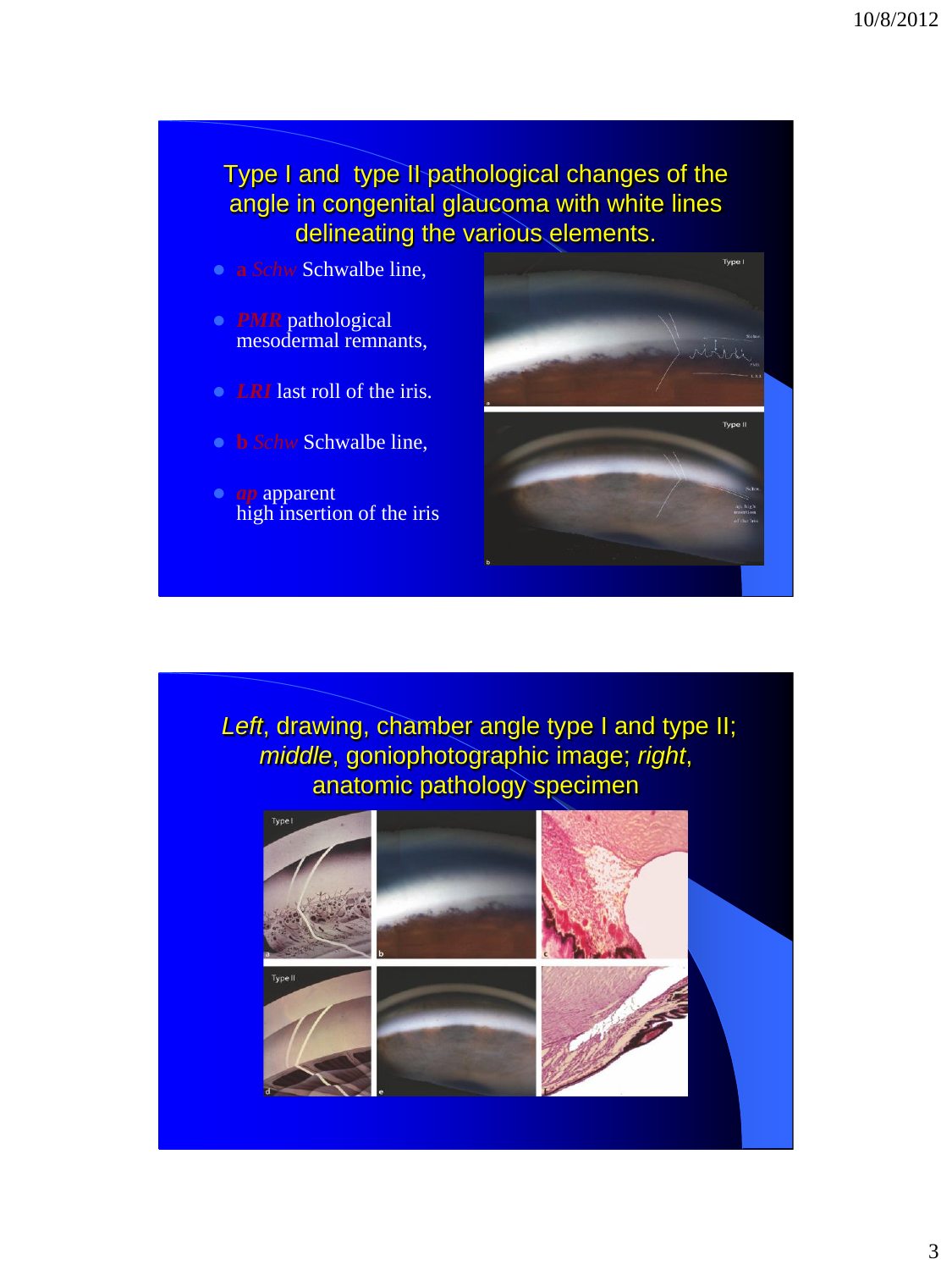## Type I and type II pathological changes of the angle in congenital glaucoma with white lines delineating the various elements.

- a *Schw* Schwalbe line,
- *PMR* pathological mesodermal remnants,
- *LRI* last roll of the iris.
- b *Schw* Schwalbe line,
- *ap* apparent high insertion of the iris

## *Left*, drawing, chamber angle type I and type II; *middle*, goniophotographic image; *right*, anatomic pathology specimen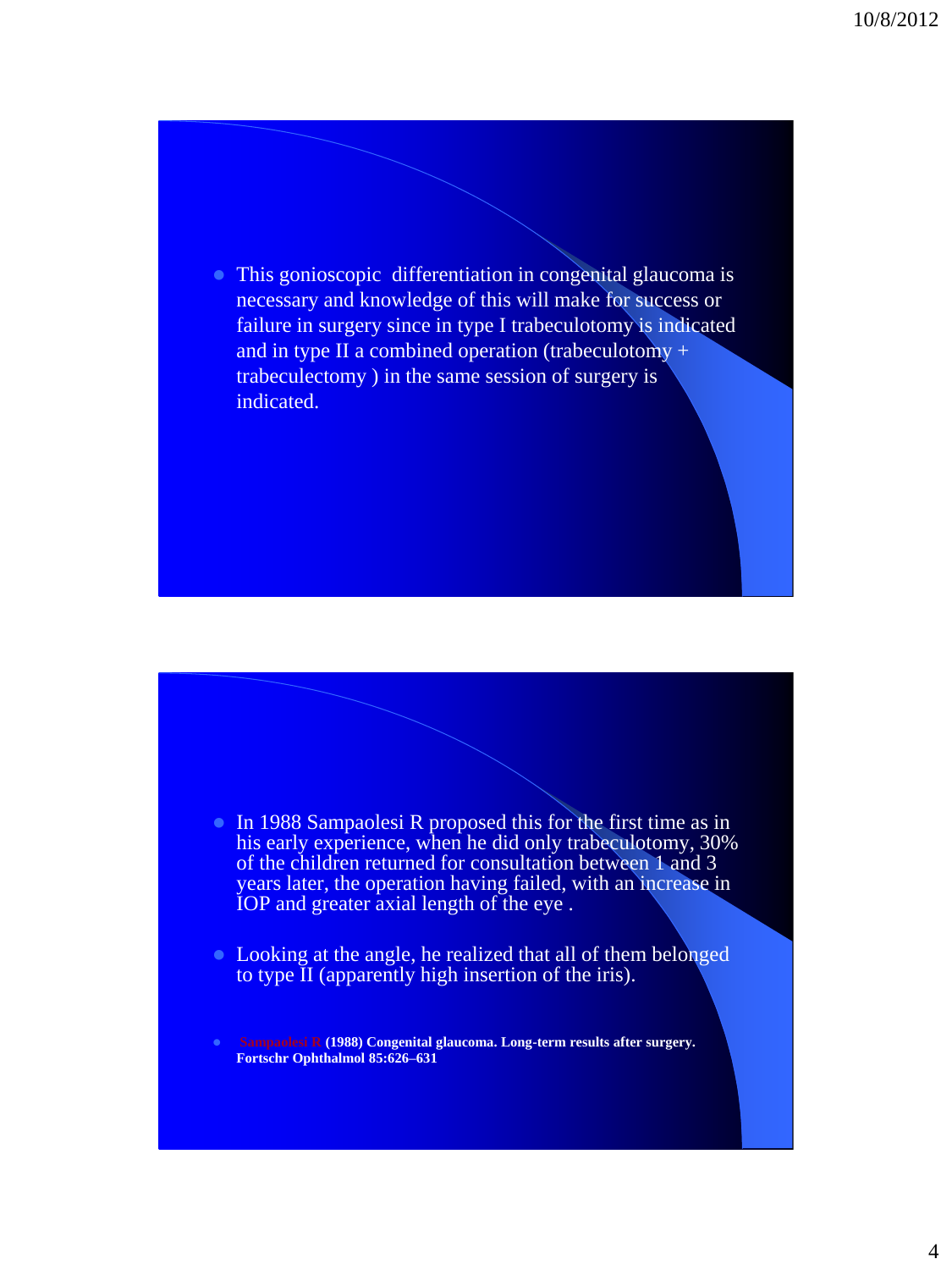- This gonioscopic differentiation in congenital glaucoma is necessary and knowledge of this will make for success or failure in surgery since in type I trabeculotomy is indicated and in type II a combined operation (trabeculotomy + trabeculectomy ) in the same session of surgery is indicated.

- In 1988 Sampaolesi R proposed this for the first time as in his early experience, when he did only trabeculotomy, 30% of the children returned for consultation between 1 and 3 years later, the operation having failed, with an increase in IOP and greater axial length of the eye .
- Looking at the angle, he realized that all of them belonged to type II (apparently high insertion of the iris).
- Sampaolesi R **(1988) Congenital glaucoma. Long-term results after surgery. Fortschr Ophthalmol 85:626–631**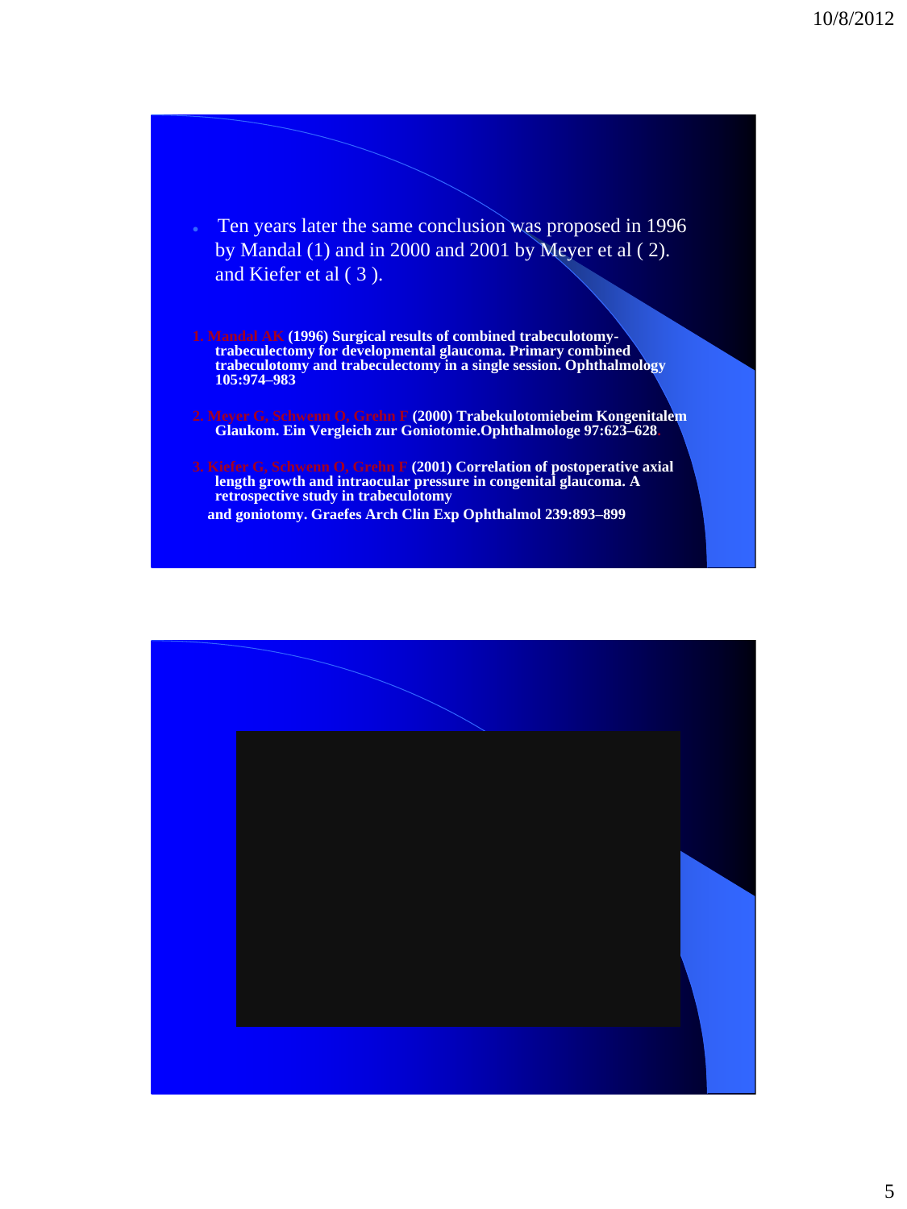- Ten years later the same conclusion was proposed in 1996 by Mandal (1) and in 2000 and 2001 by Meyer et al ( 2). and Kiefer et al ( 3 ).

1. Mandal AK **(1996) Surgical results of combined trabeculotomy-trabeculectomy for developmental glaucoma. Primary combined trabeculotomy and trabeculectomy in a single session. Ophthalmology 105:974–983**

2. Meyer G, Schwenn O, Grehn F **(2000) Trabekulotomiebeim Kongenitalem Glaukom. Ein Vergleich zur Goniotomie.Ophthalmologe 97:623–628**.

3. Kiefer G, Schwenn O, Grehn F **(2001) Correlation of postoperative axial length growth and intraocular pressure in congenital glaucoma. A retrospective study in trabeculotomy and goniotomy. Graefes Arch Clin Exp Ophthalmol 239:893–899**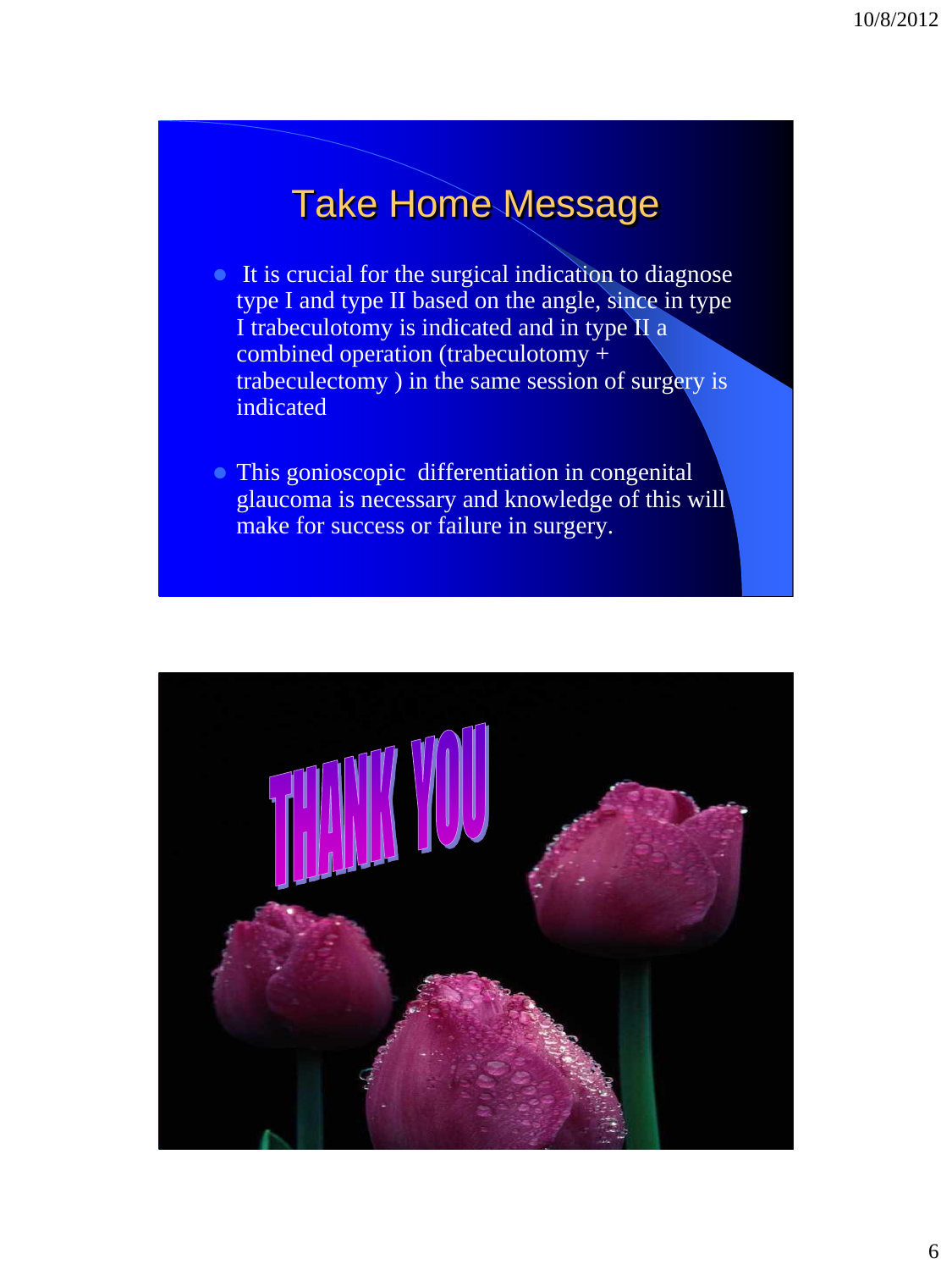# Take Home Message

- It is crucial for the surgical indication to diagnose type I and type II based on the angle, since in type I trabeculotomy is indicated and in type II a combined operation (trabeculotomy + trabeculectomy ) in the same session of surgery is indicated
- This gonioscopic differentiation in congenital glaucoma is necessary and knowledge of this will make for success or failure in surgery.

THANK YOU